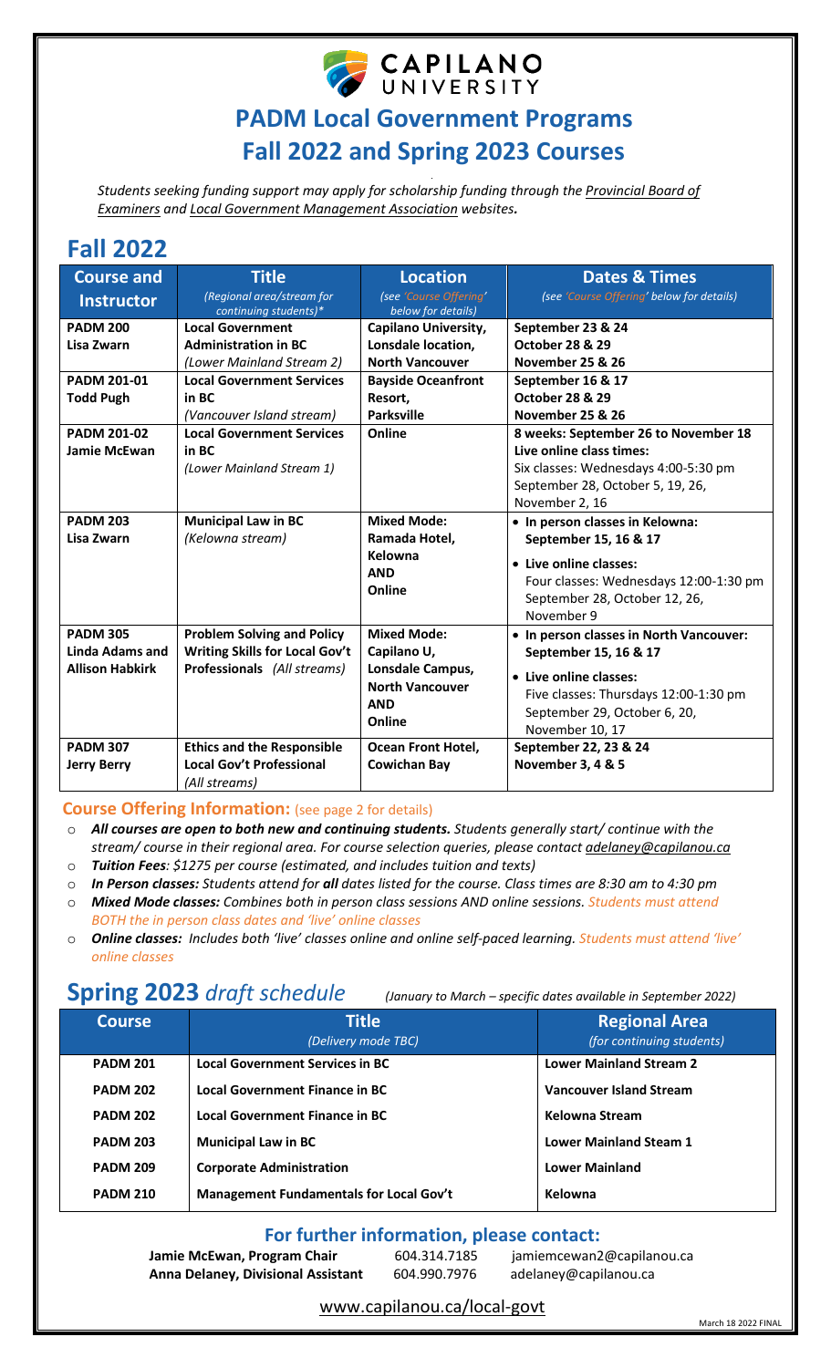CAPILANO UNIVERSITY

# PADM Local Government Programs
# Fall 2022 and Spring 2023 Courses

*Students seeking funding support may apply for scholarship funding through the Provincial Board of Examiners and Local Government Management Association websites.*

## Fall 2022

| Course and Instructor | Title *(Regional area/stream for continuing students)** | Location *(see 'Course Offering' below for details)* | Dates & Times *(see 'Course Offering' below for details)* |
|---|---|---|---|
| **PADM 200** **Lisa Zwarn** | **Local Government Administration in BC** *(Lower Mainland Stream 2)* | **Capilano University, Lonsdale location, North Vancouver** | **September 23 & 24** **October 28 & 29** **November 25 & 26** |
| **PADM 201-01** **Todd Pugh** | **Local Government Services in BC** *(Vancouver Island stream)* | **Bayside Oceanfront Resort, Parksville** | **September 16 & 17** **October 28 & 29** **November 25 & 26** |
| **PADM 201-02** **Jamie McEwan** | **Local Government Services in BC** *(Lower Mainland Stream 1)* | **Online** | **8 weeks: September 26 to November 18** **Live online class times:** Six classes: Wednesdays 4:00-5:30 pm September 28, October 5, 19, 26, November 2, 16 |
| **PADM 203** **Lisa Zwarn** | **Municipal Law in BC** *(Kelowna stream)* | **Mixed Mode: Ramada Hotel, Kelowna AND Online** | • **In person classes in Kelowna: September 15, 16 & 17** • **Live online classes:** Four classes: Wednesdays 12:00-1:30 pm September 28, October 12, 26, November 9 |
| **PADM 305** **Linda Adams and Allison Habkirk** | **Problem Solving and Policy Writing Skills for Local Gov't Professionals** *(All streams)* | **Mixed Mode: Capilano U, Lonsdale Campus, North Vancouver AND Online** | • **In person classes in North Vancouver: September 15, 16 & 17** • **Live online classes:** Five classes: Thursdays 12:00-1:30 pm September 29, October 6, 20, November 10, 17 |
| **PADM 307** **Jerry Berry** | **Ethics and the Responsible Local Gov't Professional** *(All streams)* | **Ocean Front Hotel, Cowichan Bay** | **September 22, 23 & 24** **November 3, 4 & 5** |

**Course Offering Information:** (see page 2 for details)

- ***All courses are open to both new and continuing students.*** *Students generally start/ continue with the stream/ course in their regional area. For course selection queries, please contact adelaney@capilanou.ca*
- ***Tuition Fees****: $1275 per course (estimated, and includes tuition and texts)*
- ***In Person classes:*** *Students attend for **all** dates listed for the course. Class times are 8:30 am to 4:30 pm*
- ***Mixed Mode classes:*** *Combines both in person class sessions AND online sessions. Students must attend BOTH the in person class dates and 'live' online classes*
- ***Online classes:*** *Includes both 'live' classes online and online self-paced learning. Students must attend 'live' online classes*

## Spring 2023 *draft schedule*

*(January to March – specific dates available in September 2022)*

| Course | Title *(Delivery mode TBC)* | Regional Area *(for continuing students)* |
|---|---|---|
| **PADM 201** | **Local Government Services in BC** | **Lower Mainland Stream 2** |
| **PADM 202** | **Local Government Finance in BC** | **Vancouver Island Stream** |
| **PADM 202** | **Local Government Finance in BC** | **Kelowna Stream** |
| **PADM 203** | **Municipal Law in BC** | **Lower Mainland Steam 1** |
| **PADM 209** | **Corporate Administration** | **Lower Mainland** |
| **PADM 210** | **Management Fundamentals for Local Gov't** | **Kelowna** |

### For further information, please contact:

**Jamie McEwan, Program Chair** 604.314.7185 jamiemcewan2@capilanou.ca
**Anna Delaney, Divisional Assistant** 604.990.7976 adelaney@capilanou.ca

www.capilanou.ca/local-govt

March 18 2022 FINAL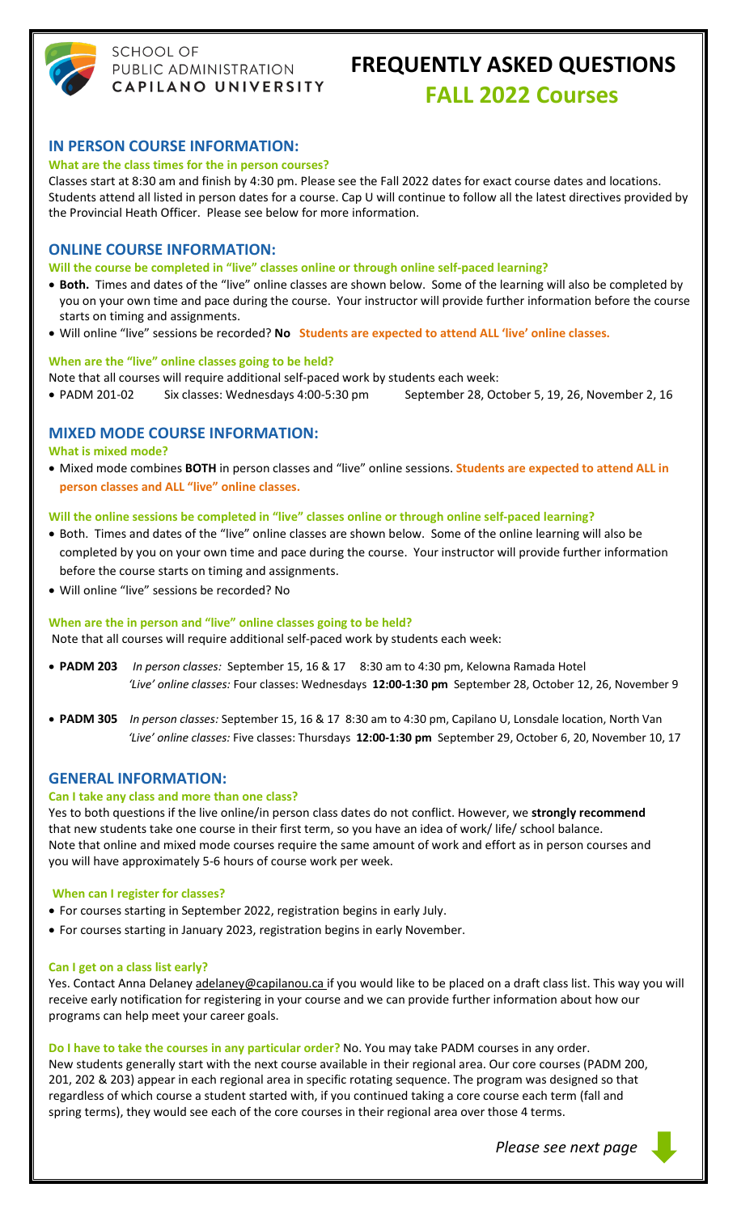SCHOOL OF PUBLIC ADMINISTRATION
CAPILANO UNIVERSITY

# FREQUENTLY ASKED QUESTIONS

# FALL 2022 Courses

## IN PERSON COURSE INFORMATION:

**What are the class times for the in person courses?**

Classes start at 8:30 am and finish by 4:30 pm. Please see the Fall 2022 dates for exact course dates and locations. Students attend all listed in person dates for a course. Cap U will continue to follow all the latest directives provided by the Provincial Heath Officer. Please see below for more information.

## ONLINE COURSE INFORMATION:

**Will the course be completed in "live" classes online or through online self-paced learning?**

- **Both.** Times and dates of the "live" online classes are shown below. Some of the learning will also be completed by you on your own time and pace during the course. Your instructor will provide further information before the course starts on timing and assignments.
- Will online "live" sessions be recorded? **No** **Students are expected to attend ALL 'live' online classes.**

**When are the "live" online classes going to be held?**

Note that all courses will require additional self-paced work by students each week:

- PADM 201-02 Six classes: Wednesdays 4:00-5:30 pm September 28, October 5, 19, 26, November 2, 16

## MIXED MODE COURSE INFORMATION:

**What is mixed mode?**

- Mixed mode combines **BOTH** in person classes and "live" online sessions. **Students are expected to attend ALL in person classes and ALL "live" online classes.**

**Will the online sessions be completed in "live" classes online or through online self-paced learning?**

- Both. Times and dates of the "live" online classes are shown below. Some of the online learning will also be completed by you on your own time and pace during the course. Your instructor will provide further information before the course starts on timing and assignments.
- Will online "live" sessions be recorded? No

**When are the in person and "live" online classes going to be held?**

Note that all courses will require additional self-paced work by students each week:

- **PADM 203** *In person classes:* September 15, 16 & 17 8:30 am to 4:30 pm, Kelowna Ramada Hotel
  *'Live' online classes:* Four classes: Wednesdays **12:00-1:30 pm** September 28, October 12, 26, November 9
- **PADM 305** *In person classes:* September 15, 16 & 17 8:30 am to 4:30 pm, Capilano U, Lonsdale location, North Van
  *'Live' online classes:* Five classes: Thursdays **12:00-1:30 pm** September 29, October 6, 20, November 10, 17

## GENERAL INFORMATION:

**Can I take any class and more than one class?**

Yes to both questions if the live online/in person class dates do not conflict. However, we **strongly recommend** that new students take one course in their first term, so you have an idea of work/ life/ school balance. Note that online and mixed mode courses require the same amount of work and effort as in person courses and you will have approximately 5-6 hours of course work per week.

**When can I register for classes?**

- For courses starting in September 2022, registration begins in early July.
- For courses starting in January 2023, registration begins in early November.

**Can I get on a class list early?**

Yes. Contact Anna Delaney adelaney@capilanou.ca if you would like to be placed on a draft class list. This way you will receive early notification for registering in your course and we can provide further information about how our programs can help meet your career goals.

**Do I have to take the courses in any particular order?** No. You may take PADM courses in any order. New students generally start with the next course available in their regional area. Our core courses (PADM 200, 201, 202 & 203) appear in each regional area in specific rotating sequence. The program was designed so that regardless of which course a student started with, if you continued taking a core course each term (fall and spring terms), they would see each of the core courses in their regional area over those 4 terms.

*Please see next page*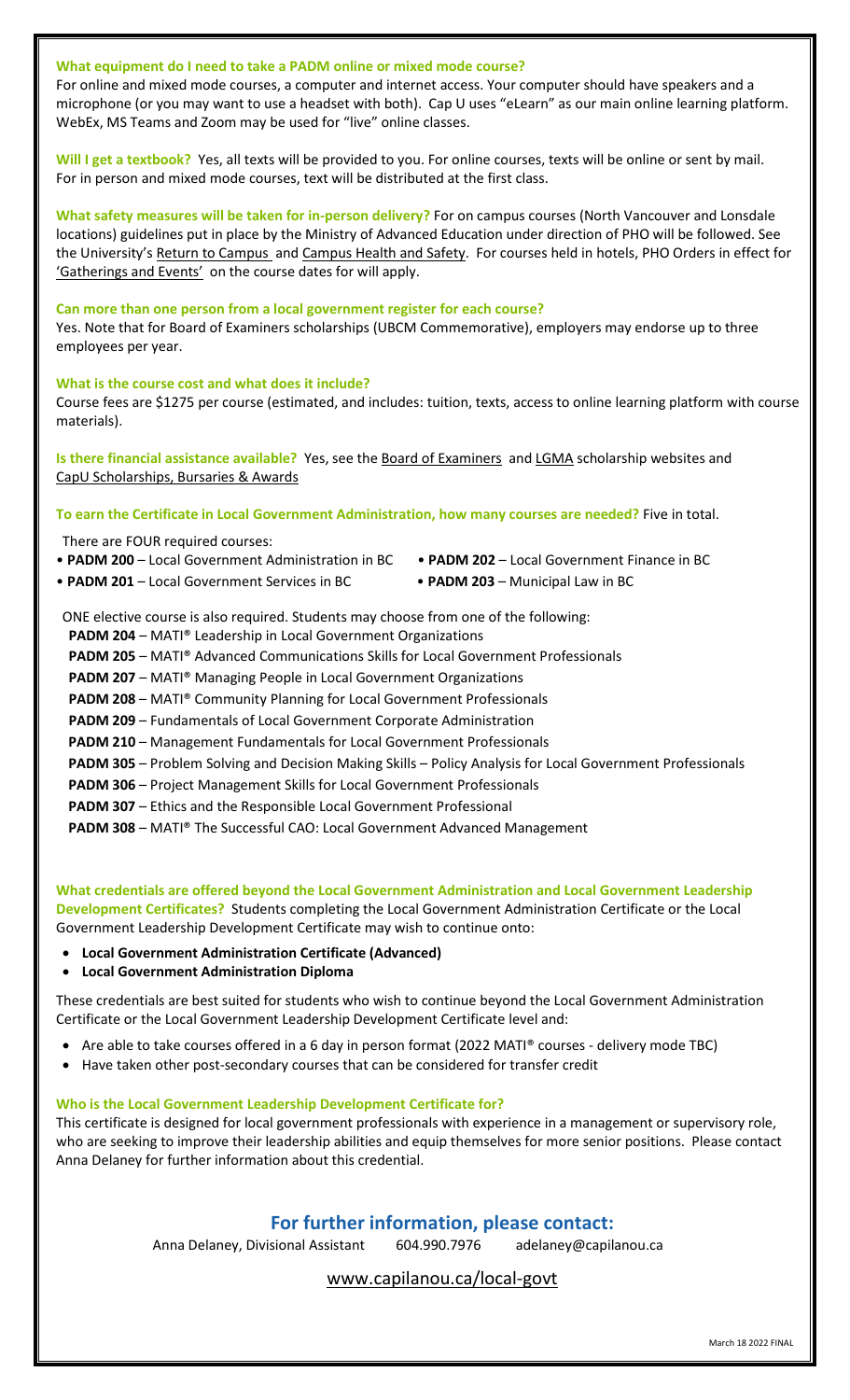**What equipment do I need to take a PADM online or mixed mode course?**
For online and mixed mode courses, a computer and internet access. Your computer should have speakers and a microphone (or you may want to use a headset with both). Cap U uses "eLearn" as our main online learning platform. WebEx, MS Teams and Zoom may be used for "live" online classes.

**Will I get a textbook?** Yes, all texts will be provided to you. For online courses, texts will be online or sent by mail. For in person and mixed mode courses, text will be distributed at the first class.

**What safety measures will be taken for in-person delivery?** For on campus courses (North Vancouver and Lonsdale locations) guidelines put in place by the Ministry of Advanced Education under direction of PHO will be followed. See the University's Return to Campus and Campus Health and Safety. For courses held in hotels, PHO Orders in effect for 'Gatherings and Events' on the course dates for will apply.

**Can more than one person from a local government register for each course?**
Yes. Note that for Board of Examiners scholarships (UBCM Commemorative), employers may endorse up to three employees per year.

**What is the course cost and what does it include?**
Course fees are $1275 per course (estimated, and includes: tuition, texts, access to online learning platform with course materials).

**Is there financial assistance available?** Yes, see the Board of Examiners and LGMA scholarship websites and CapU Scholarships, Bursaries & Awards

**To earn the Certificate in Local Government Administration, how many courses are needed?** Five in total.

There are FOUR required courses:

- **PADM 200** – Local Government Administration in BC
- **PADM 201** – Local Government Services in BC
- **PADM 202** – Local Government Finance in BC
- **PADM 203** – Municipal Law in BC

ONE elective course is also required. Students may choose from one of the following:

**PADM 204** – MATI® Leadership in Local Government Organizations
**PADM 205** – MATI® Advanced Communications Skills for Local Government Professionals
**PADM 207** – MATI® Managing People in Local Government Organizations
**PADM 208** – MATI® Community Planning for Local Government Professionals
**PADM 209** – Fundamentals of Local Government Corporate Administration
**PADM 210** – Management Fundamentals for Local Government Professionals
**PADM 305** – Problem Solving and Decision Making Skills – Policy Analysis for Local Government Professionals
**PADM 306** – Project Management Skills for Local Government Professionals
**PADM 307** – Ethics and the Responsible Local Government Professional
**PADM 308** – MATI® The Successful CAO: Local Government Advanced Management

**What credentials are offered beyond the Local Government Administration and Local Government Leadership Development Certificates?** Students completing the Local Government Administration Certificate or the Local Government Leadership Development Certificate may wish to continue onto:

- **Local Government Administration Certificate (Advanced)**
- **Local Government Administration Diploma**

These credentials are best suited for students who wish to continue beyond the Local Government Administration Certificate or the Local Government Leadership Development Certificate level and:

- Are able to take courses offered in a 6 day in person format (2022 MATI® courses - delivery mode TBC)
- Have taken other post-secondary courses that can be considered for transfer credit

**Who is the Local Government Leadership Development Certificate for?**
This certificate is designed for local government professionals with experience in a management or supervisory role, who are seeking to improve their leadership abilities and equip themselves for more senior positions. Please contact Anna Delaney for further information about this credential.

## For further information, please contact:

Anna Delaney, Divisional Assistant 604.990.7976 adelaney@capilanou.ca

www.capilanou.ca/local-govt

March 18 2022 FINAL